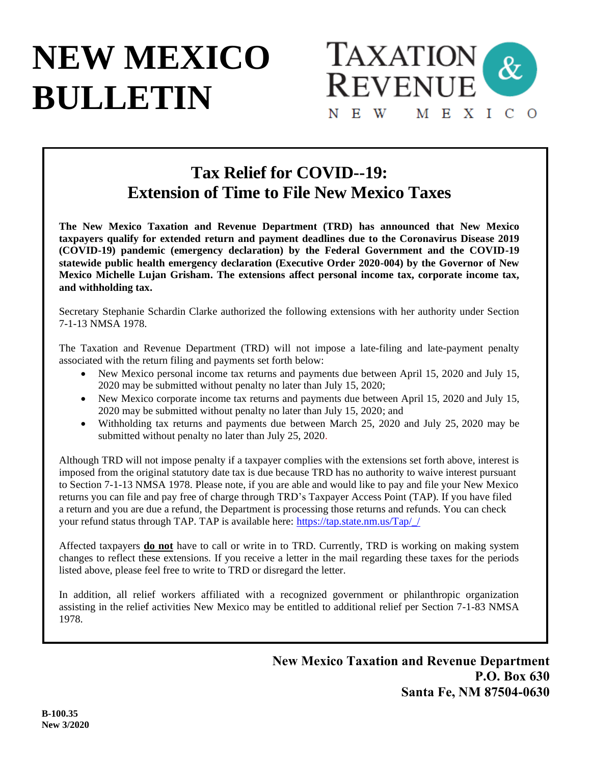# NEW MEXICO BULLETIN

TAXATION & REVENUE
NEW MEXICO

## Tax Relief for COVID--19: Extension of Time to File New Mexico Taxes

**The New Mexico Taxation and Revenue Department (TRD) has announced that New Mexico taxpayers qualify for extended return and payment deadlines due to the Coronavirus Disease 2019 (COVID-19) pandemic (emergency declaration) by the Federal Government and the COVID-19 statewide public health emergency declaration (Executive Order 2020-004) by the Governor of New Mexico Michelle Lujan Grisham. The extensions affect personal income tax, corporate income tax, and withholding tax.**

Secretary Stephanie Schardin Clarke authorized the following extensions with her authority under Section 7-1-13 NMSA 1978.

The Taxation and Revenue Department (TRD) will not impose a late-filing and late-payment penalty associated with the return filing and payments set forth below:

- New Mexico personal income tax returns and payments due between April 15, 2020 and July 15, 2020 may be submitted without penalty no later than July 15, 2020;
- New Mexico corporate income tax returns and payments due between April 15, 2020 and July 15, 2020 may be submitted without penalty no later than July 15, 2020; and
- Withholding tax returns and payments due between March 25, 2020 and July 25, 2020 may be submitted without penalty no later than July 25, 2020.

Although TRD will not impose penalty if a taxpayer complies with the extensions set forth above, interest is imposed from the original statutory date tax is due because TRD has no authority to waive interest pursuant to Section 7-1-13 NMSA 1978. Please note, if you are able and would like to pay and file your New Mexico returns you can file and pay free of charge through TRD's Taxpayer Access Point (TAP). If you have filed a return and you are due a refund, the Department is processing those returns and refunds. You can check your refund status through TAP. TAP is available here: https://tap.state.nm.us/Tap/_/

Affected taxpayers **do not** have to call or write in to TRD. Currently, TRD is working on making system changes to reflect these extensions. If you receive a letter in the mail regarding these taxes for the periods listed above, please feel free to write to TRD or disregard the letter.

In addition, all relief workers affiliated with a recognized government or philanthropic organization assisting in the relief activities New Mexico may be entitled to additional relief per Section 7-1-83 NMSA 1978.

**New Mexico Taxation and Revenue Department**
**P.O. Box 630**
**Santa Fe, NM 87504-0630**

**B-100.35**
**New 3/2020**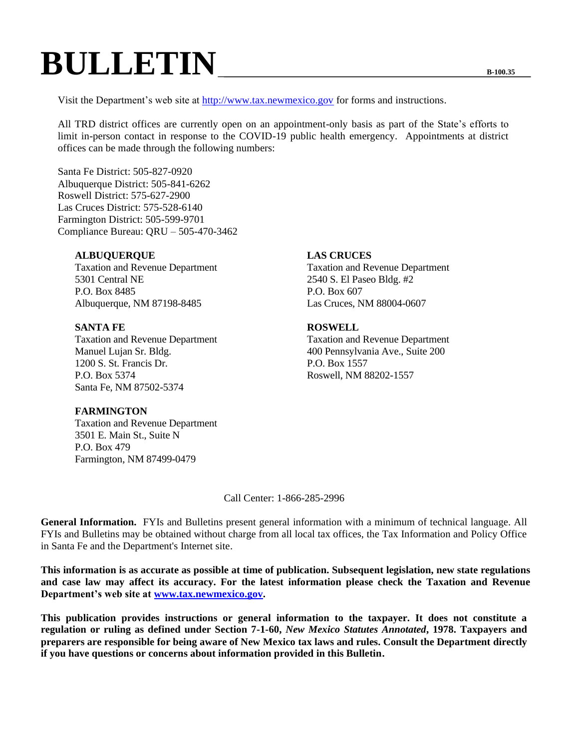# BULLETIN

B-100.35

Visit the Department's web site at http://www.tax.newmexico.gov for forms and instructions.

All TRD district offices are currently open on an appointment-only basis as part of the State's efforts to limit in-person contact in response to the COVID-19 public health emergency. Appointments at district offices can be made through the following numbers:

Santa Fe District: 505-827-0920
Albuquerque District: 505-841-6262
Roswell District: 575-627-2900
Las Cruces District: 575-528-6140
Farmington District: 505-599-9701
Compliance Bureau: QRU – 505-470-3462

**ALBUQUERQUE**
Taxation and Revenue Department
5301 Central NE
P.O. Box 8485
Albuquerque, NM 87198-8485

**SANTA FE**
Taxation and Revenue Department
Manuel Lujan Sr. Bldg.
1200 S. St. Francis Dr.
P.O. Box 5374
Santa Fe, NM 87502-5374

**FARMINGTON**
Taxation and Revenue Department
3501 E. Main St., Suite N
P.O. Box 479
Farmington, NM 87499-0479

**LAS CRUCES**
Taxation and Revenue Department
2540 S. El Paseo Bldg. #2
P.O. Box 607
Las Cruces, NM 88004-0607

**ROSWELL**
Taxation and Revenue Department
400 Pennsylvania Ave., Suite 200
P.O. Box 1557
Roswell, NM 88202-1557

Call Center: 1-866-285-2996

**General Information.** FYIs and Bulletins present general information with a minimum of technical language. All FYIs and Bulletins may be obtained without charge from all local tax offices, the Tax Information and Policy Office in Santa Fe and the Department's Internet site.

**This information is as accurate as possible at time of publication. Subsequent legislation, new state regulations and case law may affect its accuracy. For the latest information please check the Taxation and Revenue Department's web site at www.tax.newmexico.gov.**

**This publication provides instructions or general information to the taxpayer. It does not constitute a regulation or ruling as defined under Section 7-1-60, *New Mexico Statutes Annotated*, 1978. Taxpayers and preparers are responsible for being aware of New Mexico tax laws and rules. Consult the Department directly if you have questions or concerns about information provided in this Bulletin.**